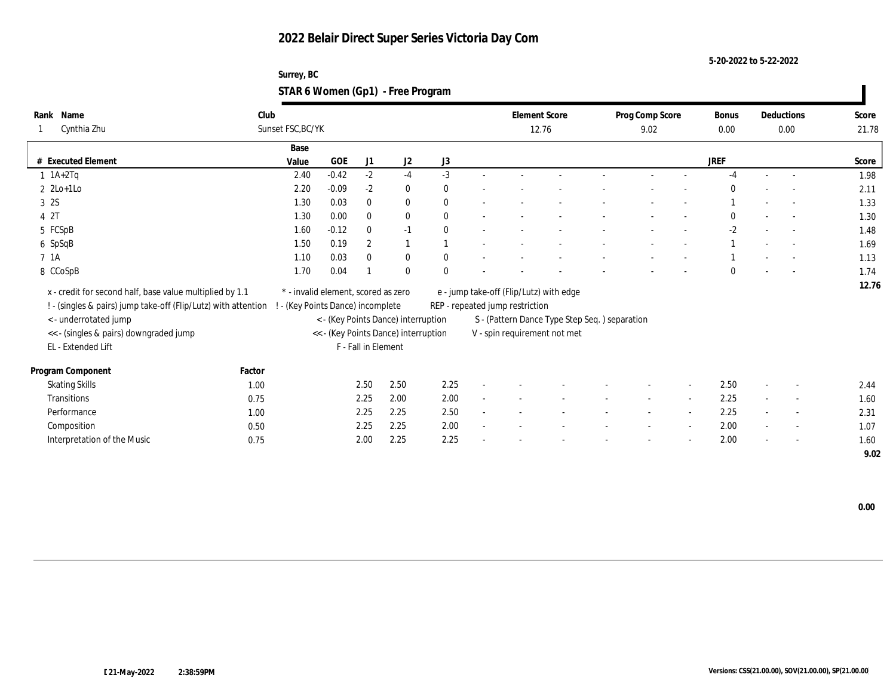# 2022 Belair Direct Super Series Victoria Day Com

5-20-2022 to 5-22-2022

Surrey, BC

## STAR 6 Women (Gp1) - Free Program

| Rank | Name | Club | Element Score | Prog Comp Score | Bonus | Deductions | Score |
|---|---|---|---|---|---|---|---|
| 1 | Cynthia Zhu | Sunset FSC,BC/YK | 12.76 | 9.02 | 0.00 | 0.00 | 21.78 |

| # | Executed Element | Base Value | GOE | J1 | J2 | J3 | | | | | | | | | JREF | | | Score |
|---|---|---|---|---|---|---|---|---|---|---|---|---|---|---|---|---|---|---|
| 1 | 1A+2Tq | 2.40 | -0.42 | -2 | -4 | -3 | - | - | - | - | - | - | - | - | -4 | - | - | 1.98 |
| 2 | 2Lo+1Lo | 2.20 | -0.09 | -2 | 0 | 0 | - | - | - | - | - | - | - | - | 0 | - | - | 2.11 |
| 3 | 2S | 1.30 | 0.03 | 0 | 0 | 0 | - | - | - | - | - | - | - | - | 1 | - | - | 1.33 |
| 4 | 2T | 1.30 | 0.00 | 0 | 0 | 0 | - | - | - | - | - | - | - | - | 0 | - | - | 1.30 |
| 5 | FCSpB | 1.60 | -0.12 | 0 | -1 | 0 | - | - | - | - | - | - | - | - | -2 | - | - | 1.48 |
| 6 | SpSqB | 1.50 | 0.19 | 2 | 1 | 1 | - | - | - | - | - | - | - | - | 1 | - | - | 1.69 |
| 7 | 1A | 1.10 | 0.03 | 0 | 0 | 0 | - | - | - | - | - | - | - | - | 1 | - | - | 1.13 |
| 8 | CCoSpB | 1.70 | 0.04 | 1 | 0 | 0 | - | - | - | - | - | - | - | - | 0 | - | - | 1.74 |
| | | | | | | | | | | | | | | | | | | 12.76 |

x - credit for second half, base value multiplied by 1.1
! - (singles & pairs) jump take-off (Flip/Lutz) with attention
< - underrotated jump
<< - (singles & pairs) downgraded jump
EL - Extended Lift
* - invalid element, scored as zero
! - (Key Points Dance) incomplete
< - (Key Points Dance) interruption
<< - (Key Points Dance) interruption
F - Fall in Element
e - jump take-off (Flip/Lutz) with edge
REP - repeated jump restriction
S - (Pattern Dance Type Step Seq. ) separation
V - spin requirement not met

| Program Component | Factor | J1 | J2 | J3 | | | | | | | | | JREF | | | Score |
|---|---|---|---|---|---|---|---|---|---|---|---|---|---|---|---|---|
| Skating Skills | 1.00 | 2.50 | 2.50 | 2.25 | - | - | - | - | - | - | - | - | 2.50 | - | - | 2.44 |
| Transitions | 0.75 | 2.25 | 2.00 | 2.00 | - | - | - | - | - | - | - | - | 2.25 | - | - | 1.60 |
| Performance | 1.00 | 2.25 | 2.25 | 2.50 | - | - | - | - | - | - | - | - | 2.25 | - | - | 2.31 |
| Composition | 0.50 | 2.25 | 2.25 | 2.00 | - | - | - | - | - | - | - | - | 2.00 | - | - | 1.07 |
| Interpretation of the Music | 0.75 | 2.00 | 2.25 | 2.25 | - | - | - | - | - | - | - | - | 2.00 | - | - | 1.60 |
| | | | | | | | | | | | | | | | | 9.02 |

0.00

21-May-2022 2:38:59PM

Versions: CSS(21.00.00), SOV(21.00.00), SP(21.00.00)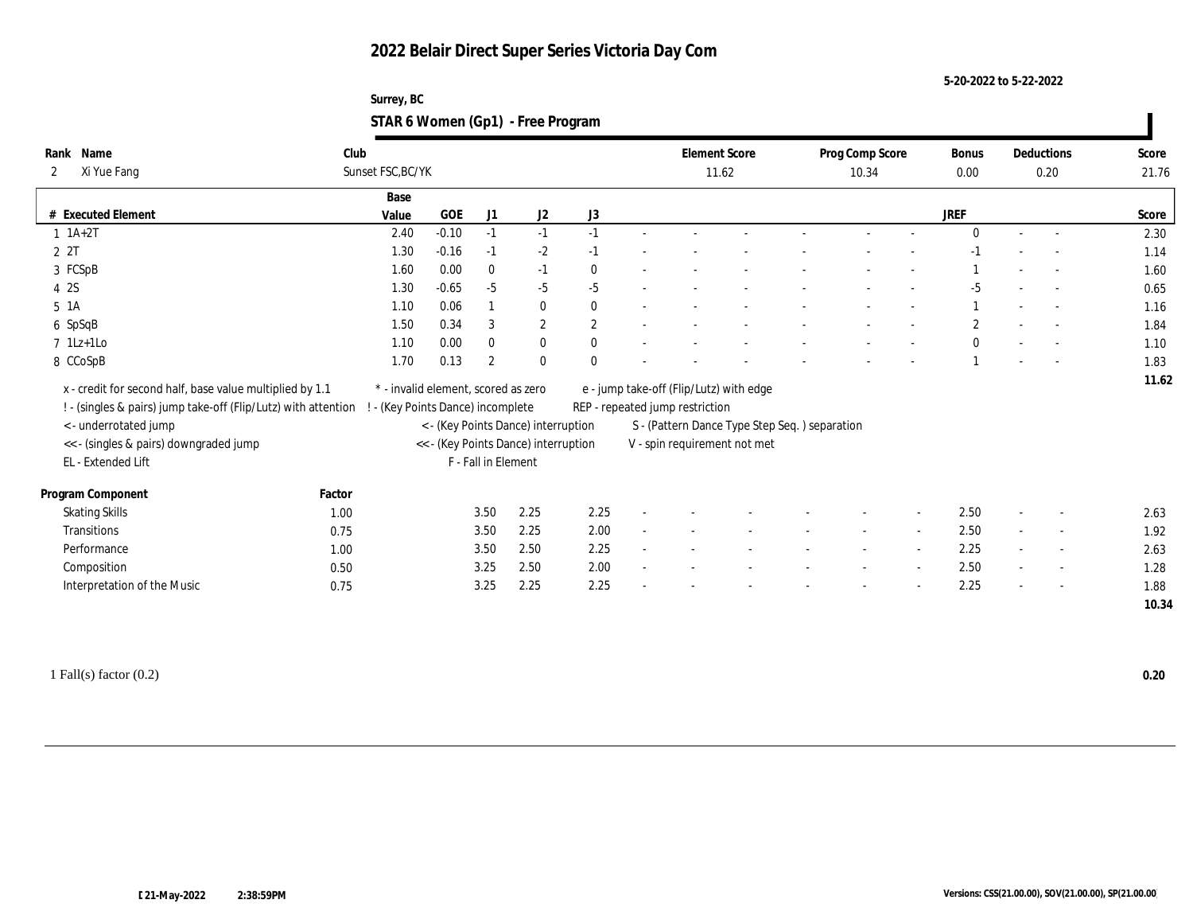# 2022 Belair Direct Super Series Victoria Day Com

5-20-2022 to 5-22-2022

Surrey, BC

## STAR 6 Women (Gp1) - Free Program

| Rank | Name | Club | Element Score | Prog Comp Score | Bonus | Deductions | Score |
|---|---|---|---|---|---|---|---|
| 2 | Xi Yue Fang | Sunset FSC,BC/YK | 11.62 | 10.34 | 0.00 | 0.20 | 21.76 |

| # | Executed Element | Base Value | GOE | J1 | J2 | J3 | | | | | | | | | JREF | | | Score |
|---|---|---|---|---|---|---|---|---|---|---|---|---|---|---|---|---|---|---|
| 1 | 1A+2T | 2.40 | -0.10 | -1 | -1 | -1 | - | - | - | - | - | - | - | - | 0 | - | - | 2.30 |
| 2 | 2T | 1.30 | -0.16 | -1 | -2 | -1 | - | - | - | - | - | - | - | - | -1 | - | - | 1.14 |
| 3 | FCSpB | 1.60 | 0.00 | 0 | -1 | 0 | - | - | - | - | - | - | - | - | 1 | - | - | 1.60 |
| 4 | 2S | 1.30 | -0.65 | -5 | -5 | -5 | - | - | - | - | - | - | - | - | -5 | - | - | 0.65 |
| 5 | 1A | 1.10 | 0.06 | 1 | 0 | 0 | - | - | - | - | - | - | - | - | 1 | - | - | 1.16 |
| 6 | SpSqB | 1.50 | 0.34 | 3 | 2 | 2 | - | - | - | - | - | - | - | - | 2 | - | - | 1.84 |
| 7 | 1Lz+1Lo | 1.10 | 0.00 | 0 | 0 | 0 | - | - | - | - | - | - | - | - | 0 | - | - | 1.10 |
| 8 | CCoSpB | 1.70 | 0.13 | 2 | 0 | 0 | - | - | - | - | - | - | - | - | 1 | - | - | 1.83 |
| | | | | | | | | | | | | | | | | | | 11.62 |

x - credit for second half, base value multiplied by 1.1
! - (singles & pairs) jump take-off (Flip/Lutz) with attention
< - underrotated jump
<< - (singles & pairs) downgraded jump
EL - Extended Lift
* - invalid element, scored as zero
! - (Key Points Dance) incomplete
< - (Key Points Dance) interruption
<< - (Key Points Dance) interruption
F - Fall in Element
e - jump take-off (Flip/Lutz) with edge
REP - repeated jump restriction
S - (Pattern Dance Type Step Seq. ) separation
V - spin requirement not met

| Program Component | Factor | J1 | J2 | J3 | | | | | | | | | JREF | | | Score |
|---|---|---|---|---|---|---|---|---|---|---|---|---|---|---|---|---|
| Skating Skills | 1.00 | 3.50 | 2.25 | 2.25 | - | - | - | - | - | - | - | - | 2.50 | - | - | 2.63 |
| Transitions | 0.75 | 3.50 | 2.25 | 2.00 | - | - | - | - | - | - | - | - | 2.50 | - | - | 1.92 |
| Performance | 1.00 | 3.50 | 2.50 | 2.25 | - | - | - | - | - | - | - | - | 2.25 | - | - | 2.63 |
| Composition | 0.50 | 3.25 | 2.50 | 2.00 | - | - | - | - | - | - | - | - | 2.50 | - | - | 1.28 |
| Interpretation of the Music | 0.75 | 3.25 | 2.25 | 2.25 | - | - | - | - | - | - | - | - | 2.25 | - | - | 1.88 |
| | | | | | | | | | | | | | | | | 10.34 |

1 Fall(s) factor (0.2) **0.20**

21-May-2022 2:38:59PM

Versions: CSS(21.00.00), SOV(21.00.00), SP(21.00.00)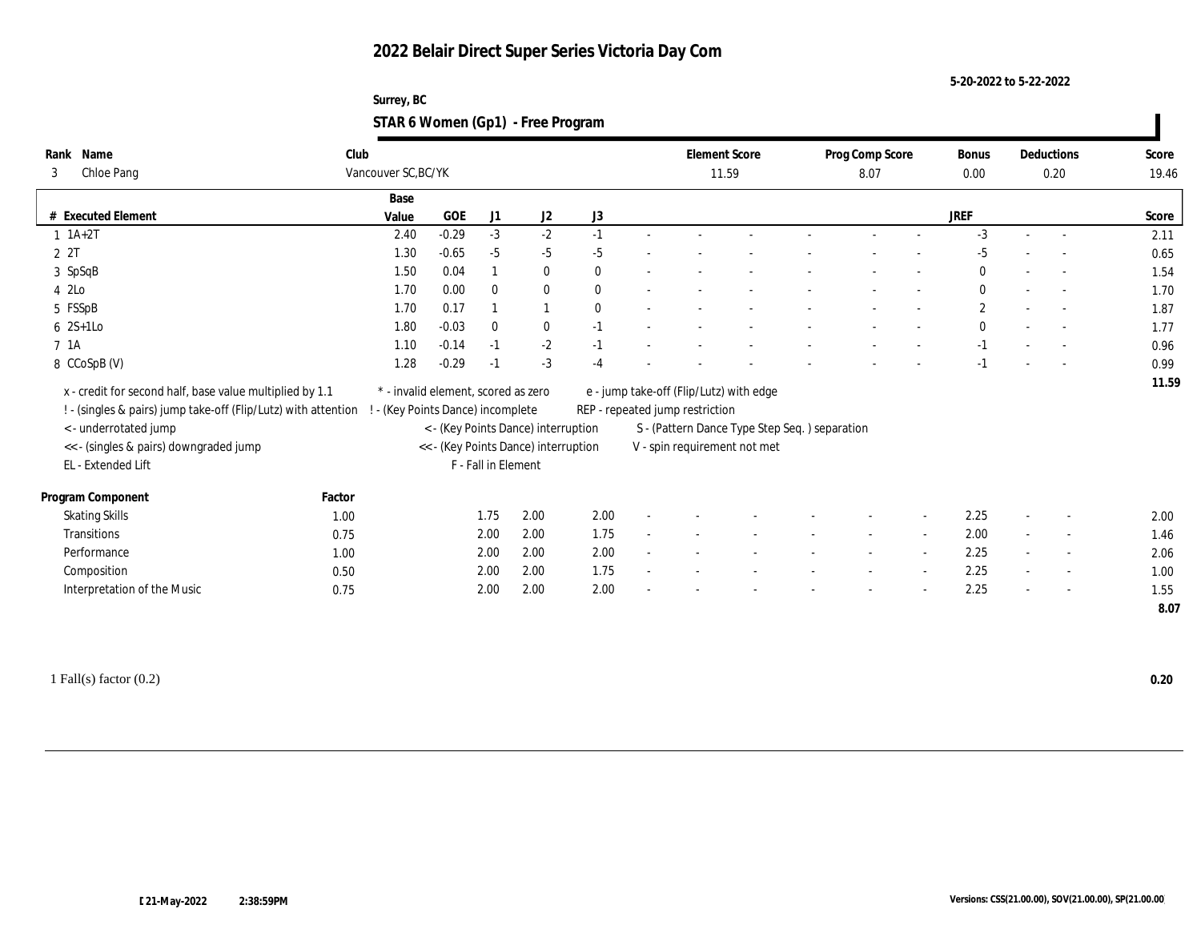# 2022 Belair Direct Super Series Victoria Day Com

5-20-2022 to 5-22-2022

Surrey, BC

## STAR 6 Women (Gp1) - Free Program

| Rank | Name | Club | Element Score | Prog Comp Score | Bonus | Deductions | Score |
|---|---|---|---|---|---|---|---|
| 3 | Chloe Pang | Vancouver SC,BC/YK | 11.59 | 8.07 | 0.00 | 0.20 | 19.46 |

| # | Executed Element | Base Value | GOE | J1 | J2 | J3 | | | | | | | | | JREF | | | Score |
|---|---|---|---|---|---|---|---|---|---|---|---|---|---|---|---|---|---|---|
| 1 | 1A+2T | 2.40 | -0.29 | -3 | -2 | -1 | - | - | - | - | - | - | - | - | -3 | - | - | 2.11 |
| 2 | 2T | 1.30 | -0.65 | -5 | -5 | -5 | - | - | - | - | - | - | - | - | -5 | - | - | 0.65 |
| 3 | SpSqB | 1.50 | 0.04 | 1 | 0 | 0 | - | - | - | - | - | - | - | - | 0 | - | - | 1.54 |
| 4 | 2Lo | 1.70 | 0.00 | 0 | 0 | 0 | - | - | - | - | - | - | - | - | 0 | - | - | 1.70 |
| 5 | FSSpB | 1.70 | 0.17 | 1 | 1 | 0 | - | - | - | - | - | - | - | - | 2 | - | - | 1.87 |
| 6 | 2S+1Lo | 1.80 | -0.03 | 0 | 0 | -1 | - | - | - | - | - | - | - | - | 0 | - | - | 1.77 |
| 7 | 1A | 1.10 | -0.14 | -1 | -2 | -1 | - | - | - | - | - | - | - | - | -1 | - | - | 0.96 |
| 8 | CCoSpB (V) | 1.28 | -0.29 | -1 | -3 | -4 | - | - | - | - | - | - | - | - | -1 | - | - | 0.99 |
| | | | | | | | | | | | | | | | | | | 11.59 |

x - credit for second half, base value multiplied by 1.1
! - (singles & pairs) jump take-off (Flip/Lutz) with attention
< - underrotated jump
<< - (singles & pairs) downgraded jump
EL - Extended Lift
\* - invalid element, scored as zero
! - (Key Points Dance) incomplete
< - (Key Points Dance) interruption
<< - (Key Points Dance) interruption
F - Fall in Element
e - jump take-off (Flip/Lutz) with edge
REP - repeated jump restriction
S - (Pattern Dance Type Step Seq. ) separation
V - spin requirement not met

| Program Component | Factor | J1 | J2 | J3 | | | | | | | | | JREF | | | Score |
|---|---|---|---|---|---|---|---|---|---|---|---|---|---|---|---|---|
| Skating Skills | 1.00 | 1.75 | 2.00 | 2.00 | - | - | - | - | - | - | - | - | 2.25 | - | - | 2.00 |
| Transitions | 0.75 | 2.00 | 2.00 | 1.75 | - | - | - | - | - | - | - | - | 2.00 | - | - | 1.46 |
| Performance | 1.00 | 2.00 | 2.00 | 2.00 | - | - | - | - | - | - | - | - | 2.25 | - | - | 2.06 |
| Composition | 0.50 | 2.00 | 2.00 | 1.75 | - | - | - | - | - | - | - | - | 2.25 | - | - | 1.00 |
| Interpretation of the Music | 0.75 | 2.00 | 2.00 | 2.00 | - | - | - | - | - | - | - | - | 2.25 | - | - | 1.55 |
| | | | | | | | | | | | | | | | | 8.07 |

1 Fall(s) factor (0.2) **0.20**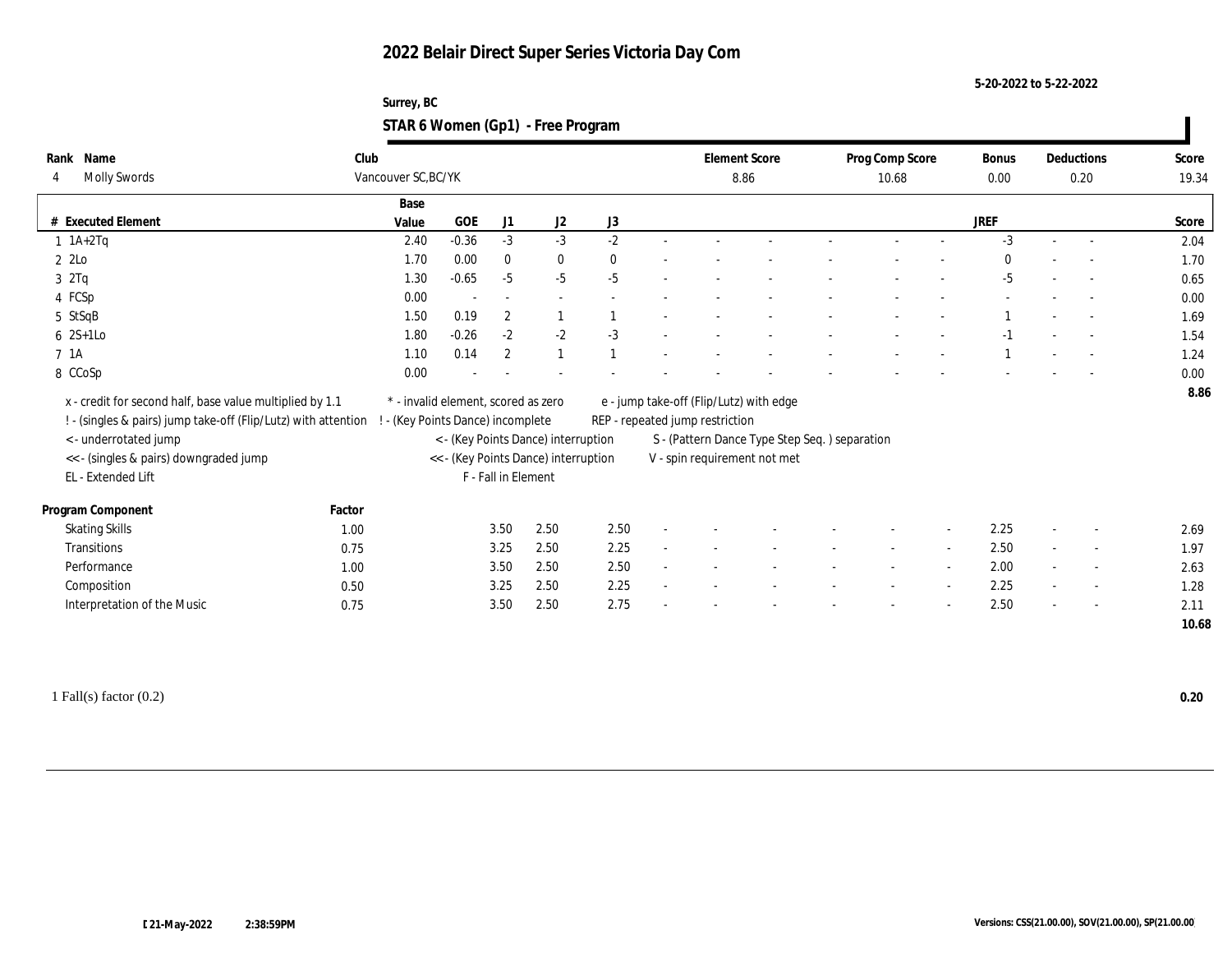# 2022 Belair Direct Super Series Victoria Day Com

5-20-2022 to 5-22-2022

Surrey, BC

## STAR 6 Women (Gp1) - Free Program

| Rank | Name | Club | Element Score | Prog Comp Score | Bonus | Deductions | Score |
|---|---|---|---|---|---|---|---|
| 4 | Molly Swords | Vancouver SC,BC/YK | 8.86 | 10.68 | 0.00 | 0.20 | 19.34 |

| # | Executed Element | Base Value | GOE | J1 | J2 | J3 | | | | | | | | | JREF | | | Score |
|---|---|---|---|---|---|---|---|---|---|---|---|---|---|---|---|---|---|---|
| 1 | 1A+2Tq | 2.40 | -0.36 | -3 | -3 | -2 | - | - | - | - | - | - | - | - | -3 | - | - | 2.04 |
| 2 | 2Lo | 1.70 | 0.00 | 0 | 0 | 0 | - | - | - | - | - | - | - | - | 0 | - | - | 1.70 |
| 3 | 2Tq | 1.30 | -0.65 | -5 | -5 | -5 | - | - | - | - | - | - | - | - | -5 | - | - | 0.65 |
| 4 | FCSp | 0.00 | - | - | - | - | - | - | - | - | - | - | - | - | - | - | - | 0.00 |
| 5 | StSqB | 1.50 | 0.19 | 2 | 1 | 1 | - | - | - | - | - | - | - | - | 1 | - | - | 1.69 |
| 6 | 2S+1Lo | 1.80 | -0.26 | -2 | -2 | -3 | - | - | - | - | - | - | - | - | -1 | - | - | 1.54 |
| 7 | 1A | 1.10 | 0.14 | 2 | 1 | 1 | - | - | - | - | - | - | - | - | 1 | - | - | 1.24 |
| 8 | CCoSp | 0.00 | - | - | - | - | - | - | - | - | - | - | - | - | - | - | - | 0.00 |
| | | | | | | | | | | | | | | | | | | 8.86 |

x - credit for second half, base value multiplied by 1.1
! - (singles & pairs) jump take-off (Flip/Lutz) with attention
< - underrotated jump
<< - (singles & pairs) downgraded jump
EL - Extended Lift

\* - invalid element, scored as zero
! - (Key Points Dance) incomplete
< - (Key Points Dance) interruption
<< - (Key Points Dance) interruption
F - Fall in Element

e - jump take-off (Flip/Lutz) with edge
REP - repeated jump restriction
S - (Pattern Dance Type Step Seq. ) separation
V - spin requirement not met

| Program Component | Factor | J1 | J2 | J3 | | | | | | | | | JREF | | | Score |
|---|---|---|---|---|---|---|---|---|---|---|---|---|---|---|---|---|
| Skating Skills | 1.00 | 3.50 | 2.50 | 2.50 | - | - | - | - | - | - | - | - | 2.25 | - | - | 2.69 |
| Transitions | 0.75 | 3.25 | 2.50 | 2.25 | - | - | - | - | - | - | - | - | 2.50 | - | - | 1.97 |
| Performance | 1.00 | 3.50 | 2.50 | 2.50 | - | - | - | - | - | - | - | - | 2.00 | - | - | 2.63 |
| Composition | 0.50 | 3.25 | 2.50 | 2.25 | - | - | - | - | - | - | - | - | 2.25 | - | - | 1.28 |
| Interpretation of the Music | 0.75 | 3.50 | 2.50 | 2.75 | - | - | - | - | - | - | - | - | 2.50 | - | - | 2.11 |
| | | | | | | | | | | | | | | | | 10.68 |

1 Fall(s) factor (0.2) **0.20**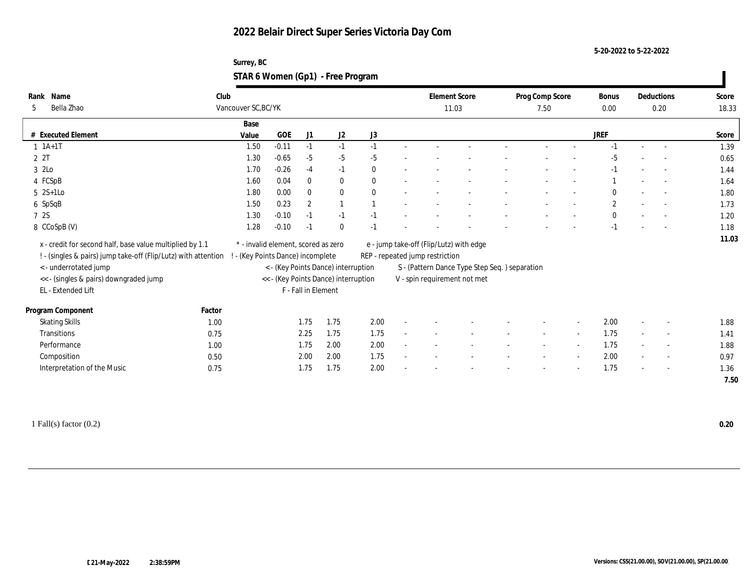# 2022 Belair Direct Super Series Victoria Day Com

5-20-2022 to 5-22-2022

Surrey, BC

## STAR 6 Women (Gp1) - Free Program

| Rank | Name | Club | Element Score | Prog Comp Score | Bonus | Deductions | Score |
|---|---|---|---|---|---|---|---|
| 5 | Bella Zhao | Vancouver SC,BC/YK | 11.03 | 7.50 | 0.00 | 0.20 | 18.33 |

| # | Executed Element | Base Value | GOE | J1 | J2 | J3 | | | | | | | | | JREF | | | Score |
|---|---|---|---|---|---|---|---|---|---|---|---|---|---|---|---|---|---|---|
| 1 | 1A+1T | 1.50 | -0.11 | -1 | -1 | -1 | - | - | - | - | - | - | - | - | -1 | - | - | 1.39 |
| 2 | 2T | 1.30 | -0.65 | -5 | -5 | -5 | - | - | - | - | - | - | - | - | -5 | - | - | 0.65 |
| 3 | 2Lo | 1.70 | -0.26 | -4 | -1 | 0 | - | - | - | - | - | - | - | - | -1 | - | - | 1.44 |
| 4 | FCSpB | 1.60 | 0.04 | 0 | 0 | 0 | - | - | - | - | - | - | - | - | 1 | - | - | 1.64 |
| 5 | 2S+1Lo | 1.80 | 0.00 | 0 | 0 | 0 | - | - | - | - | - | - | - | - | 0 | - | - | 1.80 |
| 6 | SpSqB | 1.50 | 0.23 | 2 | 1 | 1 | - | - | - | - | - | - | - | - | 2 | - | - | 1.73 |
| 7 | 2S | 1.30 | -0.10 | -1 | -1 | -1 | - | - | - | - | - | - | - | - | 0 | - | - | 1.20 |
| 8 | CCoSpB (V) | 1.28 | -0.10 | -1 | 0 | -1 | - | - | - | - | - | - | - | - | -1 | - | - | 1.18 |
| | | | | | | | | | | | | | | | | | | 11.03 |

x - credit for second half, base value multiplied by 1.1
! - (singles & pairs) jump take-off (Flip/Lutz) with attention
< - underrotated jump
<< - (singles & pairs) downgraded jump
EL - Extended Lift
\* - invalid element, scored as zero
! - (Key Points Dance) incomplete
< - (Key Points Dance) interruption
<< - (Key Points Dance) interruption
F - Fall in Element
e - jump take-off (Flip/Lutz) with edge
REP - repeated jump restriction
S - (Pattern Dance Type Step Seq. ) separation
V - spin requirement not met

| Program Component | Factor | J1 | J2 | J3 | | | | | | | | | JREF | | | Score |
|---|---|---|---|---|---|---|---|---|---|---|---|---|---|---|---|---|
| Skating Skills | 1.00 | 1.75 | 1.75 | 2.00 | - | - | - | - | - | - | - | - | 2.00 | - | - | 1.88 |
| Transitions | 0.75 | 2.25 | 1.75 | 1.75 | - | - | - | - | - | - | - | - | 1.75 | - | - | 1.41 |
| Performance | 1.00 | 1.75 | 2.00 | 2.00 | - | - | - | - | - | - | - | - | 1.75 | - | - | 1.88 |
| Composition | 0.50 | 2.00 | 2.00 | 1.75 | - | - | - | - | - | - | - | - | 2.00 | - | - | 0.97 |
| Interpretation of the Music | 0.75 | 1.75 | 1.75 | 2.00 | - | - | - | - | - | - | - | - | 1.75 | - | - | 1.36 |
| | | | | | | | | | | | | | | | | 7.50 |

1 Fall(s) factor (0.2) **0.20**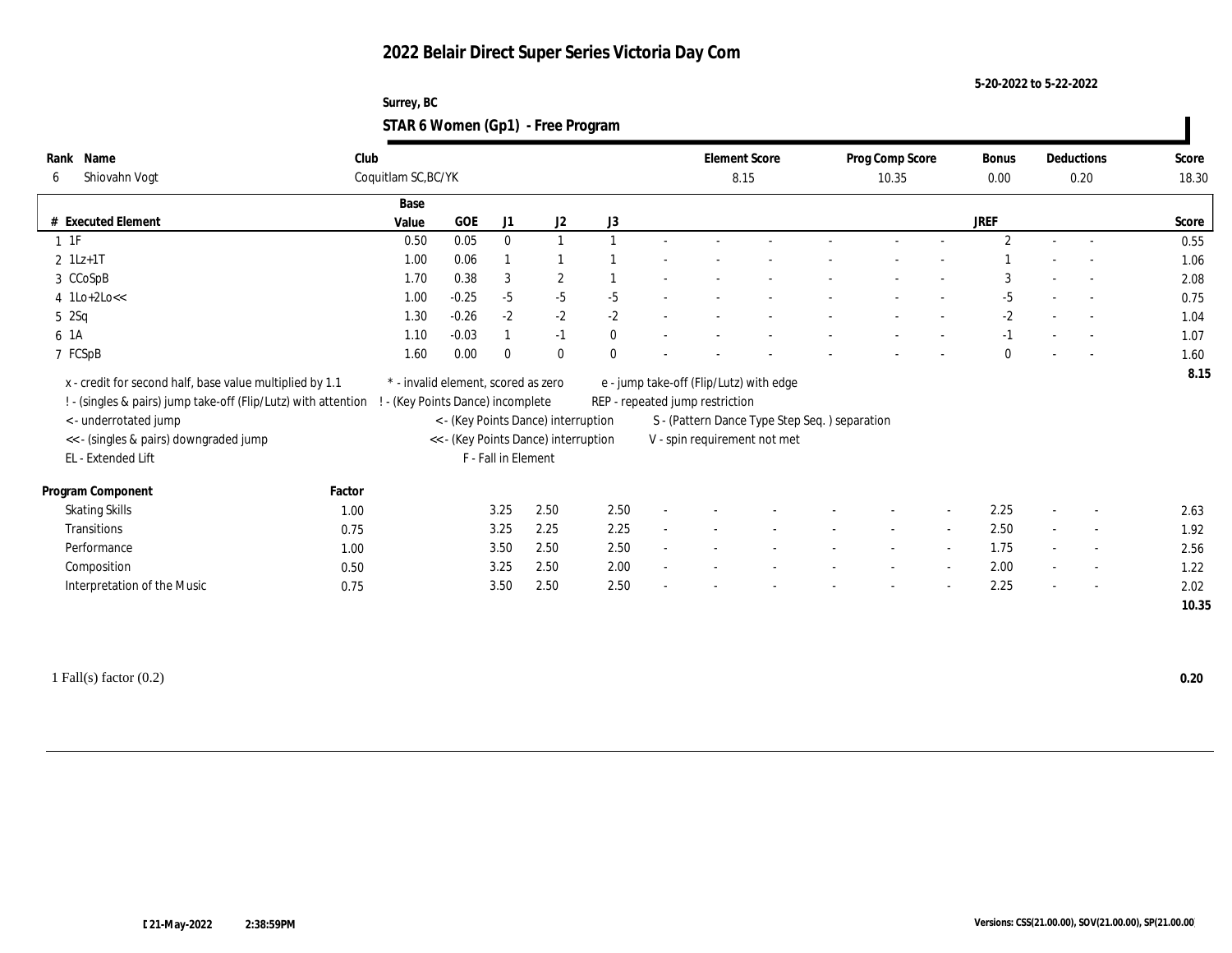# 2022 Belair Direct Super Series Victoria Day Com

5-20-2022 to 5-22-2022

Surrey, BC

## STAR 6 Women (Gp1) - Free Program

| Rank | Name | Club | Element Score | Prog Comp Score | Bonus | Deductions | Score |
|---|---|---|---|---|---|---|---|
| 6 | Shiovahn Vogt | Coquitlam SC,BC/YK | 8.15 | 10.35 | 0.00 | 0.20 | 18.30 |

| # | Executed Element | Base Value | GOE | J1 | J2 | J3 | | | | | | | JREF | | | Score |
|---|---|---|---|---|---|---|---|---|---|---|---|---|---|---|---|---|
| 1 | 1F | 0.50 | 0.05 | 0 | 1 | 1 | - | - | - | - | - | - | 2 | - | - | 0.55 |
| 2 | 1Lz+1T | 1.00 | 0.06 | 1 | 1 | 1 | - | - | - | - | - | - | 1 | - | - | 1.06 |
| 3 | CCoSpB | 1.70 | 0.38 | 3 | 2 | 1 | - | - | - | - | - | - | 3 | - | - | 2.08 |
| 4 | 1Lo+2Lo<< | 1.00 | -0.25 | -5 | -5 | -5 | - | - | - | - | - | - | -5 | - | - | 0.75 |
| 5 | 2Sq | 1.30 | -0.26 | -2 | -2 | -2 | - | - | - | - | - | - | -2 | - | - | 1.04 |
| 6 | 1A | 1.10 | -0.03 | 1 | -1 | 0 | - | - | - | - | - | - | -1 | - | - | 1.07 |
| 7 | FCSpB | 1.60 | 0.00 | 0 | 0 | 0 | - | - | - | - | - | - | 0 | - | - | 1.60 |
| | | | | | | | | | | | | | | | | 8.15 |

x - credit for second half, base value multiplied by 1.1
! - (singles & pairs) jump take-off (Flip/Lutz) with attention
< - underrotated jump
<< - (singles & pairs) downgraded jump
EL - Extended Lift

* - invalid element, scored as zero
! - (Key Points Dance) incomplete
< - (Key Points Dance) interruption
<< - (Key Points Dance) interruption
F - Fall in Element

e - jump take-off (Flip/Lutz) with edge
REP - repeated jump restriction
S - (Pattern Dance Type Step Seq. ) separation
V - spin requirement not met

| Program Component | Factor | J1 | J2 | J3 | | | | | | | JREF | | | Score |
|---|---|---|---|---|---|---|---|---|---|---|---|---|---|---|
| Skating Skills | 1.00 | 3.25 | 2.50 | 2.50 | - | - | - | - | - | - | 2.25 | - | - | 2.63 |
| Transitions | 0.75 | 3.25 | 2.25 | 2.25 | - | - | - | - | - | - | 2.50 | - | - | 1.92 |
| Performance | 1.00 | 3.50 | 2.50 | 2.50 | - | - | - | - | - | - | 1.75 | - | - | 2.56 |
| Composition | 0.50 | 3.25 | 2.50 | 2.00 | - | - | - | - | - | - | 2.00 | - | - | 1.22 |
| Interpretation of the Music | 0.75 | 3.50 | 2.50 | 2.50 | - | - | - | - | - | - | 2.25 | - | - | 2.02 |
| | | | | | | | | | | | | | | 10.35 |

1 Fall(s) factor (0.2) **0.20**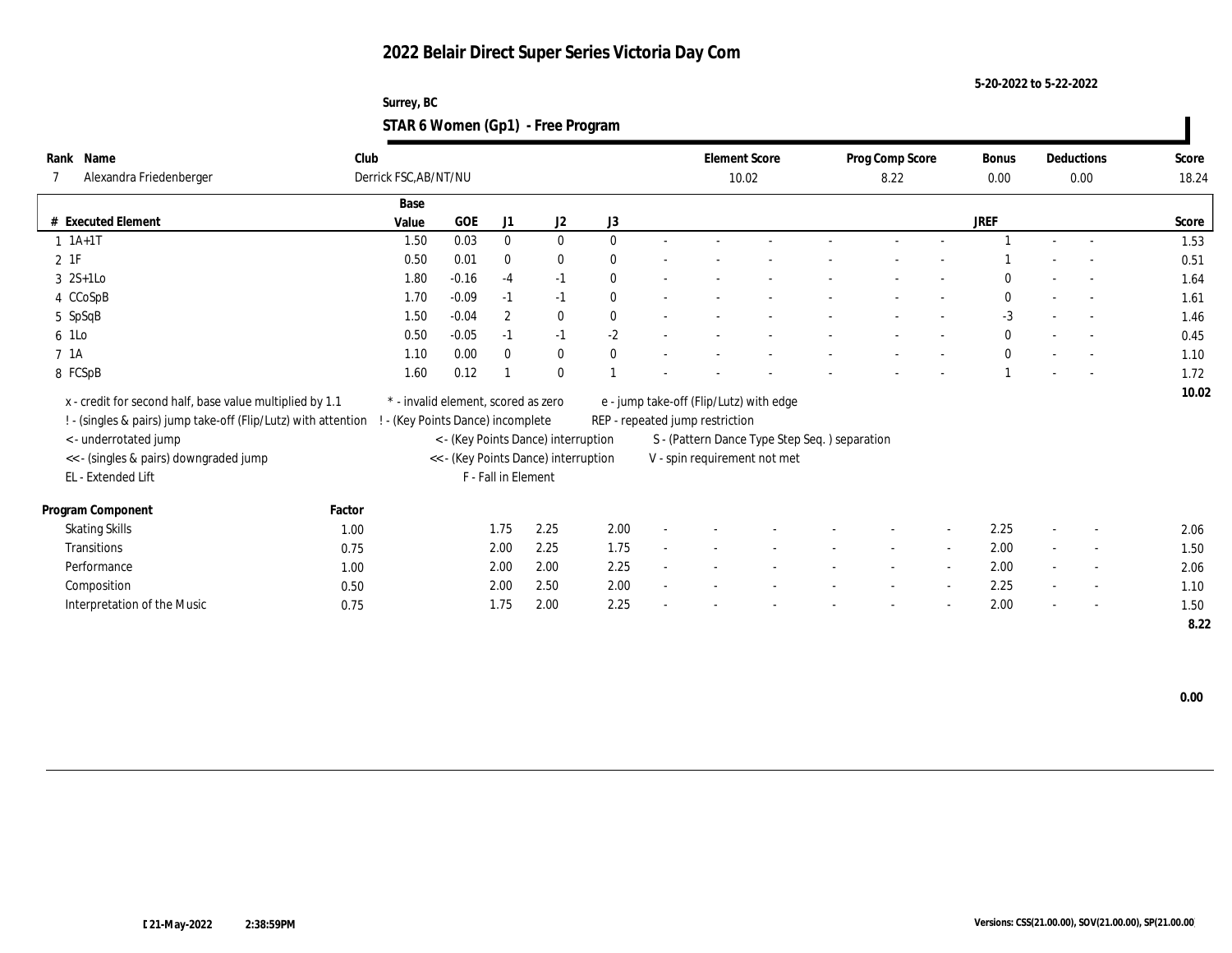# 2022 Belair Direct Super Series Victoria Day Com

5-20-2022 to 5-22-2022

Surrey, BC

## STAR 6 Women (Gp1) - Free Program

| Rank | Name | Club | Element Score | Prog Comp Score | Bonus | Deductions | Score |
|---|---|---|---|---|---|---|---|
| 7 | Alexandra Friedenberger | Derrick FSC,AB/NT/NU | 10.02 | 8.22 | 0.00 | 0.00 | 18.24 |

| # | Executed Element | Base Value | GOE | J1 | J2 | J3 | | | | | | | | | JREF | | | Score |
|---|---|---|---|---|---|---|---|---|---|---|---|---|---|---|---|---|---|---|
| 1 | 1A+1T | 1.50 | 0.03 | 0 | 0 | 0 | - | - | - | - | - | - | 1 | - | - | | | 1.53 |
| 2 | 1F | 0.50 | 0.01 | 0 | 0 | 0 | - | - | - | - | - | - | 1 | - | - | | | 0.51 |
| 3 | 2S+1Lo | 1.80 | -0.16 | -4 | -1 | 0 | - | - | - | - | - | - | 0 | - | - | | | 1.64 |
| 4 | CCoSpB | 1.70 | -0.09 | -1 | -1 | 0 | - | - | - | - | - | - | 0 | - | - | | | 1.61 |
| 5 | SpSqB | 1.50 | -0.04 | 2 | 0 | 0 | - | - | - | - | - | - | -3 | - | - | | | 1.46 |
| 6 | 1Lo | 0.50 | -0.05 | -1 | -1 | -2 | - | - | - | - | - | - | 0 | - | - | | | 0.45 |
| 7 | 1A | 1.10 | 0.00 | 0 | 0 | 0 | - | - | - | - | - | - | 0 | - | - | | | 1.10 |
| 8 | FCSpB | 1.60 | 0.12 | 1 | 0 | 1 | - | - | - | - | - | - | 1 | - | - | | | 1.72 |
| | | | | | | | | | | | | | | | | | | 10.02 |

x - credit for second half, base value multiplied by 1.1
! - (singles & pairs) jump take-off (Flip/Lutz) with attention
< - underrotated jump
<< - (singles & pairs) downgraded jump
EL - Extended Lift
* - invalid element, scored as zero
! - (Key Points Dance) incomplete
< - (Key Points Dance) interruption
<< - (Key Points Dance) interruption
F - Fall in Element
e - jump take-off (Flip/Lutz) with edge
REP - repeated jump restriction
S - (Pattern Dance Type Step Seq. ) separation
V - spin requirement not met

| Program Component | Factor | J1 | J2 | J3 | | | | | | | JREF | | | Score |
|---|---|---|---|---|---|---|---|---|---|---|---|---|---|---|
| Skating Skills | 1.00 | 1.75 | 2.25 | 2.00 | - | - | - | - | - | - | 2.25 | - | - | 2.06 |
| Transitions | 0.75 | 2.00 | 2.25 | 1.75 | - | - | - | - | - | - | 2.00 | - | - | 1.50 |
| Performance | 1.00 | 2.00 | 2.00 | 2.25 | - | - | - | - | - | - | 2.00 | - | - | 2.06 |
| Composition | 0.50 | 2.00 | 2.50 | 2.00 | - | - | - | - | - | - | 2.25 | - | - | 1.10 |
| Interpretation of the Music | 0.75 | 1.75 | 2.00 | 2.25 | - | - | - | - | - | - | 2.00 | - | - | 1.50 |
| | | | | | | | | | | | | | | 8.22 |

0.00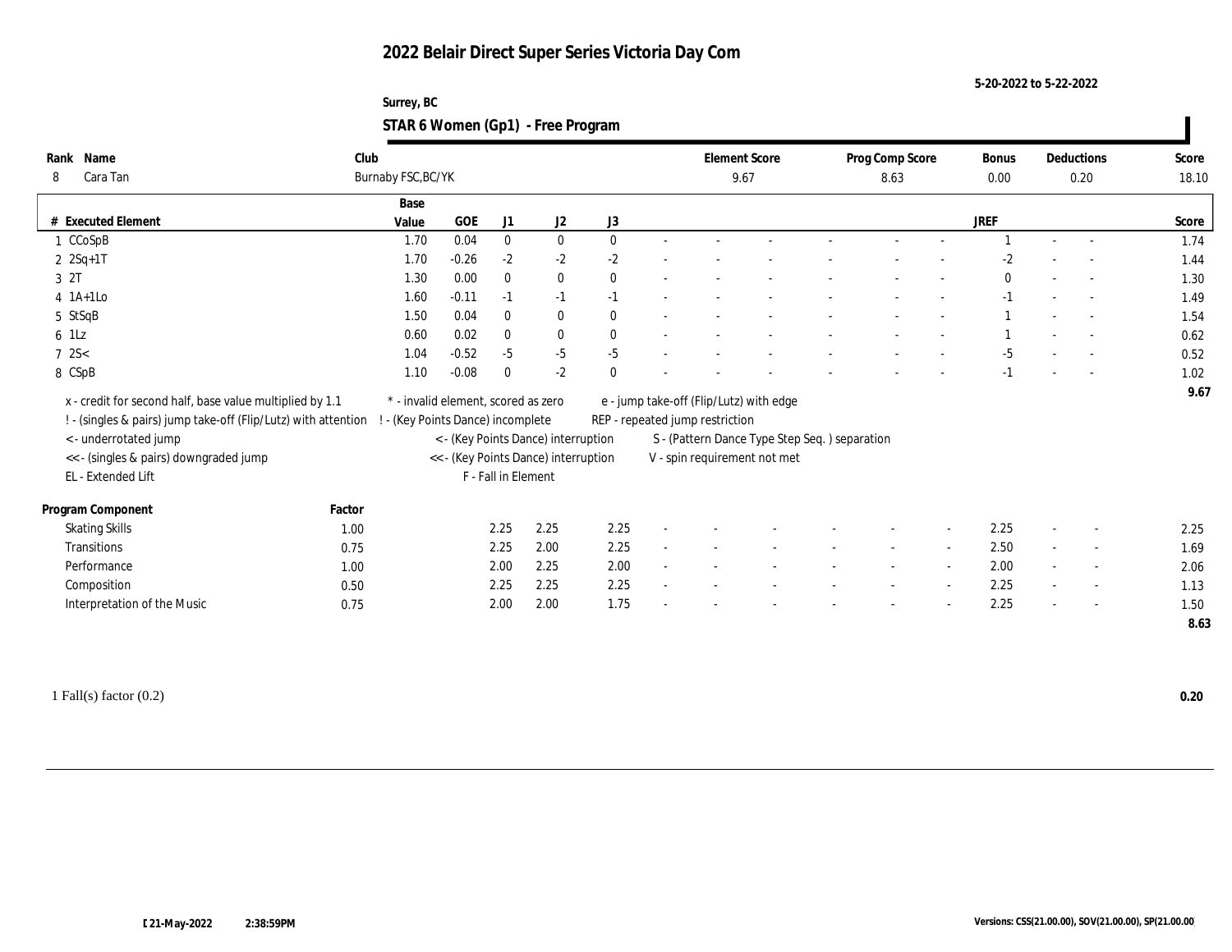# 2022 Belair Direct Super Series Victoria Day Com

5-20-2022 to 5-22-2022

Surrey, BC

## STAR 6 Women (Gp1) - Free Program

| Rank | Name | Club | Element Score | Prog Comp Score | Bonus | Deductions | Score |
|---|---|---|---|---|---|---|---|
| 8 | Cara Tan | Burnaby FSC,BC/YK | 9.67 | 8.63 | 0.00 | 0.20 | 18.10 |

| # | Executed Element | Base Value | GOE | J1 | J2 | J3 | | | | | | | JREF | | | Score |
|---|---|---|---|---|---|---|---|---|---|---|---|---|---|---|---|---|
| 1 | CCoSpB | 1.70 | 0.04 | 0 | 0 | 0 | - | - | - | - | - | - | 1 | - | - | 1.74 |
| 2 | 2Sq+1T | 1.70 | -0.26 | -2 | -2 | -2 | - | - | - | - | - | - | -2 | - | - | 1.44 |
| 3 | 2T | 1.30 | 0.00 | 0 | 0 | 0 | - | - | - | - | - | - | 0 | - | - | 1.30 |
| 4 | 1A+1Lo | 1.60 | -0.11 | -1 | -1 | -1 | - | - | - | - | - | - | -1 | - | - | 1.49 |
| 5 | StSqB | 1.50 | 0.04 | 0 | 0 | 0 | - | - | - | - | - | - | 1 | - | - | 1.54 |
| 6 | 1Lz | 0.60 | 0.02 | 0 | 0 | 0 | - | - | - | - | - | - | 1 | - | - | 0.62 |
| 7 | 2S< | 1.04 | -0.52 | -5 | -5 | -5 | - | - | - | - | - | - | -5 | - | - | 0.52 |
| 8 | CSpB | 1.10 | -0.08 | 0 | -2 | 0 | - | - | - | - | - | - | -1 | - | - | 1.02 |
| | | | | | | | | | | | | | | | | 9.67 |

x - credit for second half, base value multiplied by 1.1
! - (singles & pairs) jump take-off (Flip/Lutz) with attention
< - underrotated jump
<< - (singles & pairs) downgraded jump
EL - Extended Lift
* - invalid element, scored as zero
! - (Key Points Dance) incomplete
< - (Key Points Dance) interruption
<< - (Key Points Dance) interruption
F - Fall in Element
e - jump take-off (Flip/Lutz) with edge
REP - repeated jump restriction
S - (Pattern Dance Type Step Seq. ) separation
V - spin requirement not met

| Program Component | Factor | J1 | J2 | J3 | | | | | | | JREF | | | Score |
|---|---|---|---|---|---|---|---|---|---|---|---|---|---|---|
| Skating Skills | 1.00 | 2.25 | 2.25 | 2.25 | - | - | - | - | - | - | 2.25 | - | - | 2.25 |
| Transitions | 0.75 | 2.25 | 2.00 | 2.25 | - | - | - | - | - | - | 2.50 | - | - | 1.69 |
| Performance | 1.00 | 2.00 | 2.25 | 2.00 | - | - | - | - | - | - | 2.00 | - | - | 2.06 |
| Composition | 0.50 | 2.25 | 2.25 | 2.25 | - | - | - | - | - | - | 2.25 | - | - | 1.13 |
| Interpretation of the Music | 0.75 | 2.00 | 2.00 | 1.75 | - | - | - | - | - | - | 2.25 | - | - | 1.50 |
| | | | | | | | | | | | | | | 8.63 |

1 Fall(s) factor (0.2) — 0.20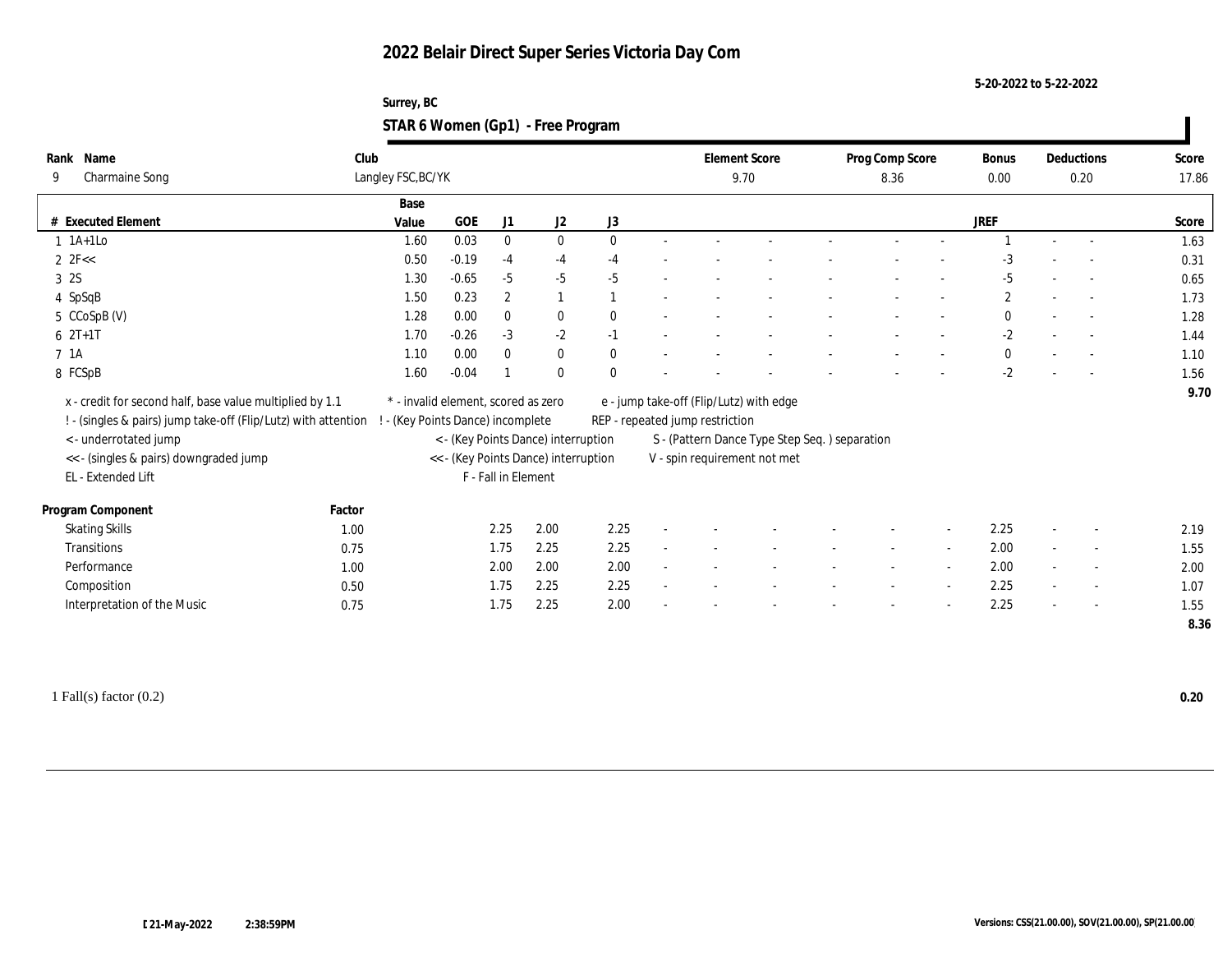# 2022 Belair Direct Super Series Victoria Day Com

5-20-2022 to 5-22-2022

Surrey, BC

## STAR 6 Women (Gp1) - Free Program

| Rank | Name | Club | Element Score | Prog Comp Score | Bonus | Deductions | Score |
|---|---|---|---|---|---|---|---|
| 9 | Charmaine Song | Langley FSC,BC/YK | 9.70 | 8.36 | 0.00 | 0.20 | 17.86 |

| # | Executed Element | Base Value | GOE | J1 | J2 | J3 | | | | | | | JREF | | | Score |
|---|---|---|---|---|---|---|---|---|---|---|---|---|---|---|---|---|
| 1 | 1A+1Lo | 1.60 | 0.03 | 0 | 0 | 0 | - | - | - | - | - | - | 1 | - | - | 1.63 |
| 2 | 2F<< | 0.50 | -0.19 | -4 | -4 | -4 | - | - | - | - | - | - | -3 | - | - | 0.31 |
| 3 | 2S | 1.30 | -0.65 | -5 | -5 | -5 | - | - | - | - | - | - | -5 | - | - | 0.65 |
| 4 | SpSqB | 1.50 | 0.23 | 2 | 1 | 1 | - | - | - | - | - | - | 2 | - | - | 1.73 |
| 5 | CCoSpB (V) | 1.28 | 0.00 | 0 | 0 | 0 | - | - | - | - | - | - | 0 | - | - | 1.28 |
| 6 | 2T+1T | 1.70 | -0.26 | -3 | -2 | -1 | - | - | - | - | - | - | -2 | - | - | 1.44 |
| 7 | 1A | 1.10 | 0.00 | 0 | 0 | 0 | - | - | - | - | - | - | 0 | - | - | 1.10 |
| 8 | FCSpB | 1.60 | -0.04 | 1 | 0 | 0 | - | - | - | - | - | - | -2 | - | - | 1.56 |
| | | | | | | | | | | | | | | | | 9.70 |

x - credit for second half, base value multiplied by 1.1
! - (singles & pairs) jump take-off (Flip/Lutz) with attention
< - underrotated jump
<< - (singles & pairs) downgraded jump
EL - Extended Lift

\* - invalid element, scored as zero
! - (Key Points Dance) incomplete
< - (Key Points Dance) interruption
<< - (Key Points Dance) interruption
F - Fall in Element

e - jump take-off (Flip/Lutz) with edge
REP - repeated jump restriction
S - (Pattern Dance Type Step Seq. ) separation
V - spin requirement not met

| Program Component | Factor | J1 | J2 | J3 | | | | | | | JREF | | | Score |
|---|---|---|---|---|---|---|---|---|---|---|---|---|---|---|
| Skating Skills | 1.00 | 2.25 | 2.00 | 2.25 | - | - | - | - | - | - | 2.25 | - | - | 2.19 |
| Transitions | 0.75 | 1.75 | 2.25 | 2.25 | - | - | - | - | - | - | 2.00 | - | - | 1.55 |
| Performance | 1.00 | 2.00 | 2.00 | 2.00 | - | - | - | - | - | - | 2.00 | - | - | 2.00 |
| Composition | 0.50 | 1.75 | 2.25 | 2.25 | - | - | - | - | - | - | 2.25 | - | - | 1.07 |
| Interpretation of the Music | 0.75 | 1.75 | 2.25 | 2.00 | - | - | - | - | - | - | 2.25 | - | - | 1.55 |
| | | | | | | | | | | | | | | 8.36 |

1 Fall(s) factor (0.2) **0.20**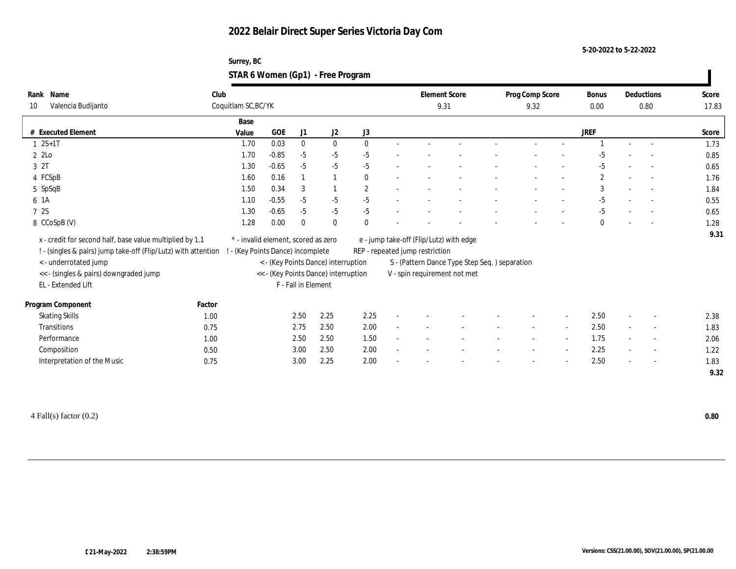# 2022 Belair Direct Super Series Victoria Day Com

5-20-2022 to 5-22-2022

Surrey, BC

## STAR 6 Women (Gp1) - Free Program

| Rank | Name | Club | Element Score | Prog Comp Score | Bonus | Deductions | Score |
|---|---|---|---|---|---|---|---|
| 10 | Valencia Budijanto | Coquitlam SC,BC/YK | 9.31 | 9.32 | 0.00 | 0.80 | 17.83 |

| # | Executed Element | Base Value | GOE | J1 | J2 | J3 | | | | | | | | | JREF | | | Score |
|---|---|---|---|---|---|---|---|---|---|---|---|---|---|---|---|---|---|---|
| 1 | 2S+1T | 1.70 | 0.03 | 0 | 0 | 0 | - | - | - | - | - | - | - | - | 1 | - | - | 1.73 |
| 2 | 2Lo | 1.70 | -0.85 | -5 | -5 | -5 | - | - | - | - | - | - | - | - | -5 | - | - | 0.85 |
| 3 | 2T | 1.30 | -0.65 | -5 | -5 | -5 | - | - | - | - | - | - | - | - | -5 | - | - | 0.65 |
| 4 | FCSpB | 1.60 | 0.16 | 1 | 1 | 0 | - | - | - | - | - | - | - | - | 2 | - | - | 1.76 |
| 5 | SpSqB | 1.50 | 0.34 | 3 | 1 | 2 | - | - | - | - | - | - | - | - | 3 | - | - | 1.84 |
| 6 | 1A | 1.10 | -0.55 | -5 | -5 | -5 | - | - | - | - | - | - | - | - | -5 | - | - | 0.55 |
| 7 | 2S | 1.30 | -0.65 | -5 | -5 | -5 | - | - | - | - | - | - | - | - | -5 | - | - | 0.65 |
| 8 | CCoSpB (V) | 1.28 | 0.00 | 0 | 0 | 0 | - | - | - | - | - | - | - | - | 0 | - | - | 1.28 |
| | | | | | | | | | | | | | | | | | | 9.31 |

x - credit for second half, base value multiplied by 1.1
! - (singles & pairs) jump take-off (Flip/Lutz) with attention
< - underrotated jump
<< - (singles & pairs) downgraded jump
EL - Extended Lift

* - invalid element, scored as zero
! - (Key Points Dance) incomplete
< - (Key Points Dance) interruption
<< - (Key Points Dance) interruption
F - Fall in Element

e - jump take-off (Flip/Lutz) with edge
REP - repeated jump restriction
S - (Pattern Dance Type Step Seq. ) separation
V - spin requirement not met

| Program Component | Factor | J1 | J2 | J3 | | | | | | | | | JREF | | | Score |
|---|---|---|---|---|---|---|---|---|---|---|---|---|---|---|---|---|
| Skating Skills | 1.00 | 2.50 | 2.25 | 2.25 | - | - | - | - | - | - | - | - | 2.50 | - | - | 2.38 |
| Transitions | 0.75 | 2.75 | 2.50 | 2.00 | - | - | - | - | - | - | - | - | 2.50 | - | - | 1.83 |
| Performance | 1.00 | 2.50 | 2.50 | 1.50 | - | - | - | - | - | - | - | - | 1.75 | - | - | 2.06 |
| Composition | 0.50 | 3.00 | 2.50 | 2.00 | - | - | - | - | - | - | - | - | 2.25 | - | - | 1.22 |
| Interpretation of the Music | 0.75 | 3.00 | 2.25 | 2.00 | - | - | - | - | - | - | - | - | 2.50 | - | - | 1.83 |
| | | | | | | | | | | | | | | | | 9.32 |

4 Fall(s) factor (0.2) **0.80**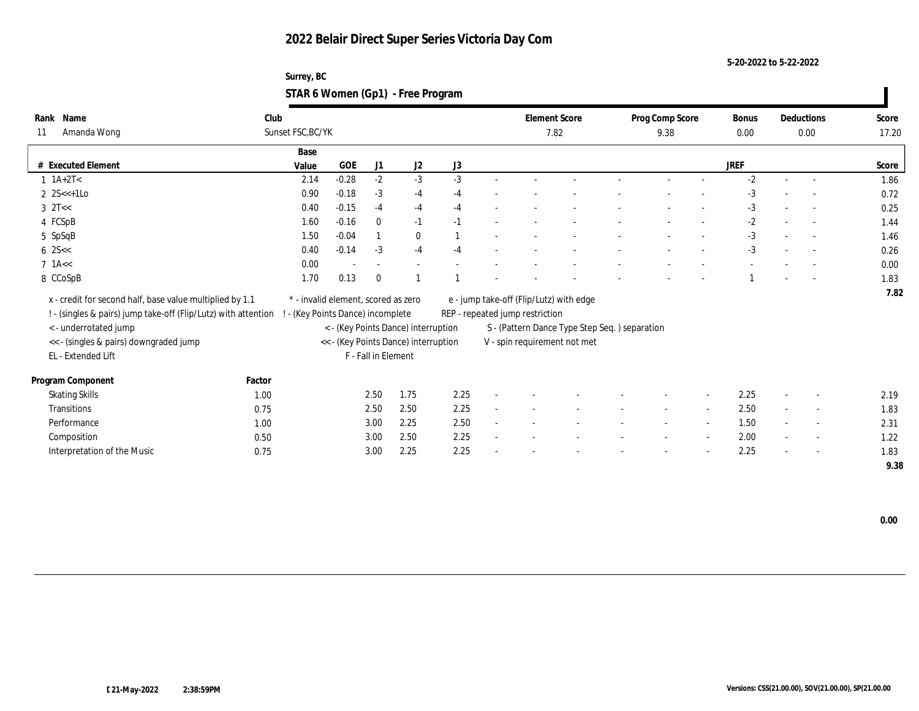# 2022 Belair Direct Super Series Victoria Day Com

5-20-2022 to 5-22-2022

Surrey, BC

## STAR 6 Women (Gp1) - Free Program

| Rank | Name | Club | Element Score | Prog Comp Score | Bonus | Deductions | Score |
|---|---|---|---|---|---|---|---|
| 11 | Amanda Wong | Sunset FSC,BC/YK | 7.82 | 9.38 | 0.00 | 0.00 | 17.20 |

| # | Executed Element | Base Value | GOE | J1 | J2 | J3 | | | | | | | | | JREF | | | Score |
|---|---|---|---|---|---|---|---|---|---|---|---|---|---|---|---|---|---|---|
| 1 | 1A+2T< | 2.14 | -0.28 | -2 | -3 | -3 | - | - | - | - | - | - | - | - | -2 | - | - | 1.86 |
| 2 | 2S<<+1Lo | 0.90 | -0.18 | -3 | -4 | -4 | - | - | - | - | - | - | - | - | -3 | - | - | 0.72 |
| 3 | 2T<< | 0.40 | -0.15 | -4 | -4 | -4 | - | - | - | - | - | - | - | - | -3 | - | - | 0.25 |
| 4 | FCSpB | 1.60 | -0.16 | 0 | -1 | -1 | - | - | - | - | - | - | - | - | -2 | - | - | 1.44 |
| 5 | SpSqB | 1.50 | -0.04 | 1 | 0 | 1 | - | - | - | - | - | - | - | - | -3 | - | - | 1.46 |
| 6 | 2S<< | 0.40 | -0.14 | -3 | -4 | -4 | - | - | - | - | - | - | - | - | -3 | - | - | 0.26 |
| 7 | 1A<< | 0.00 | - | - | - | - | - | - | - | - | - | - | - | - | - | - | - | 0.00 |
| 8 | CCoSpB | 1.70 | 0.13 | 0 | 1 | 1 | - | - | - | - | - | - | - | - | 1 | - | - | 1.83 |
| | | | | | | | | | | | | | | | | | | 7.82 |

x - credit for second half, base value multiplied by 1.1
! - (singles & pairs) jump take-off (Flip/Lutz) with attention
< - underrotated jump
<< - (singles & pairs) downgraded jump
EL - Extended Lift
\* - invalid element, scored as zero
! - (Key Points Dance) incomplete
< - (Key Points Dance) interruption
<< - (Key Points Dance) interruption
F - Fall in Element
e - jump take-off (Flip/Lutz) with edge
REP - repeated jump restriction
S - (Pattern Dance Type Step Seq. ) separation
V - spin requirement not met

| Program Component | Factor | J1 | J2 | J3 | | | | | | | | | JREF | | | Score |
|---|---|---|---|---|---|---|---|---|---|---|---|---|---|---|---|---|
| Skating Skills | 1.00 | 2.50 | 1.75 | 2.25 | - | - | - | - | - | - | - | - | 2.25 | - | - | 2.19 |
| Transitions | 0.75 | 2.50 | 2.50 | 2.25 | - | - | - | - | - | - | - | - | 2.50 | - | - | 1.83 |
| Performance | 1.00 | 3.00 | 2.25 | 2.50 | - | - | - | - | - | - | - | - | 1.50 | - | - | 2.31 |
| Composition | 0.50 | 3.00 | 2.50 | 2.25 | - | - | - | - | - | - | - | - | 2.00 | - | - | 1.22 |
| Interpretation of the Music | 0.75 | 3.00 | 2.25 | 2.25 | - | - | - | - | - | - | - | - | 2.25 | - | - | 1.83 |
| | | | | | | | | | | | | | | | | 9.38 |

0.00

21-May-2022 2:38:59PM

Versions: CSS(21.00.00), SOV(21.00.00), SP(21.00.00)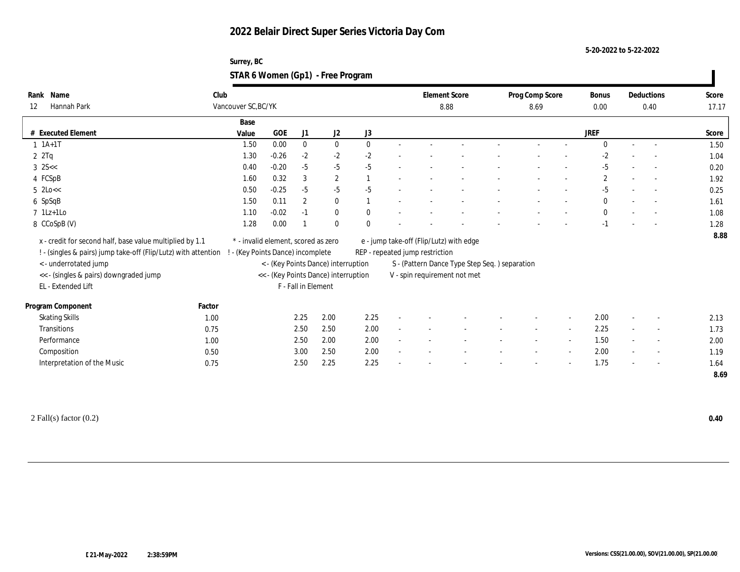# 2022 Belair Direct Super Series Victoria Day Com

5-20-2022 to 5-22-2022

Surrey, BC

## STAR 6 Women (Gp1) - Free Program

| Rank | Name | Club | Element Score | Prog Comp Score | Bonus | Deductions | Score |
|---|---|---|---|---|---|---|---|
| 12 | Hannah Park | Vancouver SC,BC/YK | 8.88 | 8.69 | 0.00 | 0.40 | 17.17 |

| # | Executed Element | Base Value | GOE | J1 | J2 | J3 | | | | | | | | | JREF | | | Score |
|---|---|---|---|---|---|---|---|---|---|---|---|---|---|---|---|---|---|---|
| 1 | 1A+1T | 1.50 | 0.00 | 0 | 0 | 0 | - | - | - | - | - | - | - | - | 0 | - | - | 1.50 |
| 2 | 2Tq | 1.30 | -0.26 | -2 | -2 | -2 | - | - | - | - | - | - | - | - | -2 | - | - | 1.04 |
| 3 | 2S<< | 0.40 | -0.20 | -5 | -5 | -5 | - | - | - | - | - | - | - | - | -5 | - | - | 0.20 |
| 4 | FCSpB | 1.60 | 0.32 | 3 | 2 | 1 | - | - | - | - | - | - | - | - | 2 | - | - | 1.92 |
| 5 | 2Lo<< | 0.50 | -0.25 | -5 | -5 | -5 | - | - | - | - | - | - | - | - | -5 | - | - | 0.25 |
| 6 | SpSqB | 1.50 | 0.11 | 2 | 0 | 1 | - | - | - | - | - | - | - | - | 0 | - | - | 1.61 |
| 7 | 1Lz+1Lo | 1.10 | -0.02 | -1 | 0 | 0 | - | - | - | - | - | - | - | - | 0 | - | - | 1.08 |
| 8 | CCoSpB (V) | 1.28 | 0.00 | 1 | 0 | 0 | - | - | - | - | - | - | - | - | -1 | - | - | 1.28 |
| | | | | | | | | | | | | | | | | | | 8.88 |

x - credit for second half, base value multiplied by 1.1
! - (singles & pairs) jump take-off (Flip/Lutz) with attention
< - underrotated jump
<< - (singles & pairs) downgraded jump
EL - Extended Lift
\* - invalid element, scored as zero
! - (Key Points Dance) incomplete
< - (Key Points Dance) interruption
<< - (Key Points Dance) interruption
F - Fall in Element
e - jump take-off (Flip/Lutz) with edge
REP - repeated jump restriction
S - (Pattern Dance Type Step Seq. ) separation
V - spin requirement not met

| Program Component | Factor | J1 | J2 | J3 | | | | | | | | | JREF | | | Score |
|---|---|---|---|---|---|---|---|---|---|---|---|---|---|---|---|---|
| Skating Skills | 1.00 | 2.25 | 2.00 | 2.25 | - | - | - | - | - | - | - | - | 2.00 | - | - | 2.13 |
| Transitions | 0.75 | 2.50 | 2.50 | 2.00 | - | - | - | - | - | - | - | - | 2.25 | - | - | 1.73 |
| Performance | 1.00 | 2.50 | 2.00 | 2.00 | - | - | - | - | - | - | - | - | 1.50 | - | - | 2.00 |
| Composition | 0.50 | 3.00 | 2.50 | 2.00 | - | - | - | - | - | - | - | - | 2.00 | - | - | 1.19 |
| Interpretation of the Music | 0.75 | 2.50 | 2.25 | 2.25 | - | - | - | - | - | - | - | - | 1.75 | - | - | 1.64 |
| | | | | | | | | | | | | | | | | 8.69 |

2 Fall(s) factor (0.2) **0.40**

[ 21-May-2022 2:38:59PM

Versions: CSS(21.00.00), SOV(21.00.00), SP(21.00.00)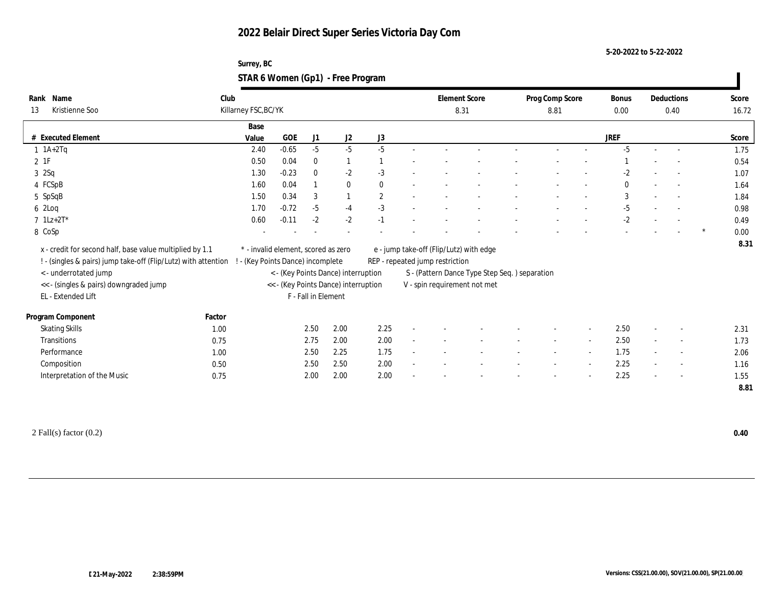# 2022 Belair Direct Super Series Victoria Day Com

5-20-2022 to 5-22-2022

Surrey, BC

## STAR 6 Women (Gp1) - Free Program

| Rank | Name | Club | Element Score | Prog Comp Score | Bonus | Deductions | Score |
|---|---|---|---|---|---|---|---|
| 13 | Kristienne Soo | Killarney FSC,BC/YK | 8.31 | 8.81 | 0.00 | 0.40 | 16.72 |

| # | Executed Element | Base Value | GOE | J1 | J2 | J3 | | | | | | | JREF | | | Score |
|---|---|---|---|---|---|---|---|---|---|---|---|---|---|---|---|---|
| 1 | 1A+2Tq | 2.40 | -0.65 | -5 | -5 | -5 | - | - | - | - | - | - | -5 | - | - | 1.75 |
| 2 | 1F | 0.50 | 0.04 | 0 | 1 | 1 | - | - | - | - | - | - | 1 | - | - | 0.54 |
| 3 | 2Sq | 1.30 | -0.23 | 0 | -2 | -3 | - | - | - | - | - | - | -2 | - | - | 1.07 |
| 4 | FCSpB | 1.60 | 0.04 | 1 | 0 | 0 | - | - | - | - | - | - | 0 | - | - | 1.64 |
| 5 | SpSqB | 1.50 | 0.34 | 3 | 1 | 2 | - | - | - | - | - | - | 3 | - | - | 1.84 |
| 6 | 2Loq | 1.70 | -0.72 | -5 | -4 | -3 | - | - | - | - | - | - | -5 | - | - | 0.98 |
| 7 | 1Lz+2T* | 0.60 | -0.11 | -2 | -2 | -1 | - | - | - | - | - | - | -2 | - | - | 0.49 |
| 8 | CoSp | - | - | - | - | - | - | - | - | - | - | - | - | - | - * | 0.00 |
| | | | | | | | | | | | | | | | | 8.31 |

x - credit for second half, base value multiplied by 1.1
! - (singles & pairs) jump take-off (Flip/Lutz) with attention
< - underrotated jump
<< - (singles & pairs) downgraded jump
EL - Extended Lift

\* - invalid element, scored as zero
! - (Key Points Dance) incomplete
< - (Key Points Dance) interruption
<< - (Key Points Dance) interruption
F - Fall in Element

e - jump take-off (Flip/Lutz) with edge
REP - repeated jump restriction
S - (Pattern Dance Type Step Seq. ) separation
V - spin requirement not met

| Program Component | Factor | J1 | J2 | J3 | | | | | | | JREF | | | Score |
|---|---|---|---|---|---|---|---|---|---|---|---|---|---|---|
| Skating Skills | 1.00 | 2.50 | 2.00 | 2.25 | - | - | - | - | - | - | 2.50 | - | - | 2.31 |
| Transitions | 0.75 | 2.75 | 2.00 | 2.00 | - | - | - | - | - | - | 2.50 | - | - | 1.73 |
| Performance | 1.00 | 2.50 | 2.25 | 1.75 | - | - | - | - | - | - | 1.75 | - | - | 2.06 |
| Composition | 0.50 | 2.50 | 2.50 | 2.00 | - | - | - | - | - | - | 2.25 | - | - | 1.16 |
| Interpretation of the Music | 0.75 | 2.00 | 2.00 | 2.00 | - | - | - | - | - | - | 2.25 | - | - | 1.55 |
| | | | | | | | | | | | | | | 8.81 |

2 Fall(s) factor (0.2) **0.40**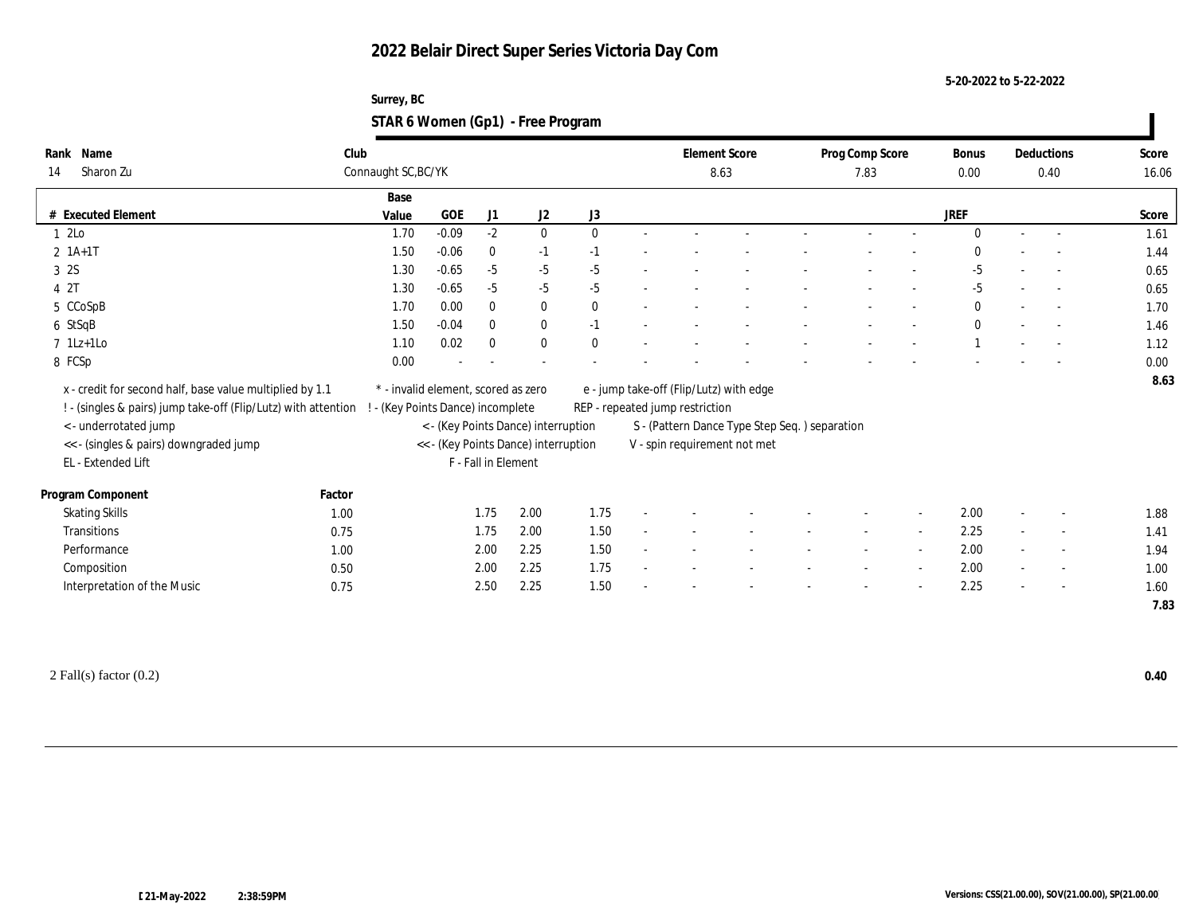# 2022 Belair Direct Super Series Victoria Day Com

5-20-2022 to 5-22-2022

Surrey, BC

## STAR 6 Women (Gp1) - Free Program

| Rank | Name | Club | Element Score | Prog Comp Score | Bonus | Deductions | Score |
|---|---|---|---|---|---|---|---|
| 14 | Sharon Zu | Connaught SC,BC/YK | 8.63 | 7.83 | 0.00 | 0.40 | 16.06 |

| # | Executed Element | Base Value | GOE | J1 | J2 | J3 | | | | | | | | | JREF | | | Score |
|---|---|---|---|---|---|---|---|---|---|---|---|---|---|---|---|---|---|---|
| 1 | 2Lo | 1.70 | -0.09 | -2 | 0 | 0 | - | - | - | - | - | - | - | - | 0 | - | - | 1.61 |
| 2 | 1A+1T | 1.50 | -0.06 | 0 | -1 | -1 | - | - | - | - | - | - | - | - | 0 | - | - | 1.44 |
| 3 | 2S | 1.30 | -0.65 | -5 | -5 | -5 | - | - | - | - | - | - | - | - | -5 | - | - | 0.65 |
| 4 | 2T | 1.30 | -0.65 | -5 | -5 | -5 | - | - | - | - | - | - | - | - | -5 | - | - | 0.65 |
| 5 | CCoSpB | 1.70 | 0.00 | 0 | 0 | 0 | - | - | - | - | - | - | - | - | 0 | - | - | 1.70 |
| 6 | StSqB | 1.50 | -0.04 | 0 | 0 | -1 | - | - | - | - | - | - | - | - | 0 | - | - | 1.46 |
| 7 | 1Lz+1Lo | 1.10 | 0.02 | 0 | 0 | 0 | - | - | - | - | - | - | - | - | 1 | - | - | 1.12 |
| 8 | FCSp | 0.00 | - | - | - | - | - | - | - | - | - | - | - | - | - | - | - | 0.00 |
| | | | | | | | | | | | | | | | | | | 8.63 |

x - credit for second half, base value multiplied by 1.1
! - (singles & pairs) jump take-off (Flip/Lutz) with attention
< - underrotated jump
<< - (singles & pairs) downgraded jump
EL - Extended Lift
* - invalid element, scored as zero
! - (Key Points Dance) incomplete
< - (Key Points Dance) interruption
<< - (Key Points Dance) interruption
F - Fall in Element
e - jump take-off (Flip/Lutz) with edge
REP - repeated jump restriction
S - (Pattern Dance Type Step Seq. ) separation
V - spin requirement not met

| Program Component | Factor | J1 | J2 | J3 | | | | | | | | | JREF | | | Score |
|---|---|---|---|---|---|---|---|---|---|---|---|---|---|---|---|---|
| Skating Skills | 1.00 | 1.75 | 2.00 | 1.75 | - | - | - | - | - | - | - | - | 2.00 | - | - | 1.88 |
| Transitions | 0.75 | 1.75 | 2.00 | 1.50 | - | - | - | - | - | - | - | - | 2.25 | - | - | 1.41 |
| Performance | 1.00 | 2.00 | 2.25 | 1.50 | - | - | - | - | - | - | - | - | 2.00 | - | - | 1.94 |
| Composition | 0.50 | 2.00 | 2.25 | 1.75 | - | - | - | - | - | - | - | - | 2.00 | - | - | 1.00 |
| Interpretation of the Music | 0.75 | 2.50 | 2.25 | 1.50 | - | - | - | - | - | - | - | - | 2.25 | - | - | 1.60 |
| | | | | | | | | | | | | | | | | 7.83 |

2 Fall(s) factor (0.2) **0.40**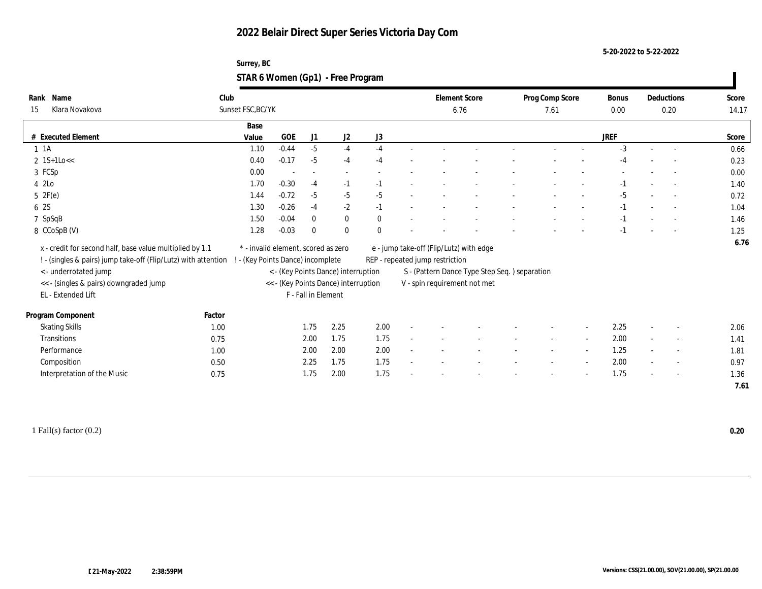# 2022 Belair Direct Super Series Victoria Day Com

5-20-2022 to 5-22-2022

Surrey, BC

## STAR 6 Women (Gp1) - Free Program

| Rank | Name | Club | Element Score | Prog Comp Score | Bonus | Deductions | Score |
|---|---|---|---|---|---|---|---|
| 15 | Klara Novakova | Sunset FSC,BC/YK | 6.76 | 7.61 | 0.00 | 0.20 | 14.17 |

| # | Executed Element | Base Value | GOE | J1 | J2 | J3 | | | | | | | | | JREF | | | Score |
|---|---|---|---|---|---|---|---|---|---|---|---|---|---|---|---|---|---|---|
| 1 | 1A | 1.10 | -0.44 | -5 | -4 | -4 | - | - | - | - | - | - | - | | -3 | - | - | 0.66 |
| 2 | 1S+1Lo<< | 0.40 | -0.17 | -5 | -4 | -4 | - | - | - | - | - | - | - | | -4 | - | - | 0.23 |
| 3 | FCSp | 0.00 | - | - | - | - | - | - | - | - | - | - | - | | - | - | - | 0.00 |
| 4 | 2Lo | 1.70 | -0.30 | -4 | -1 | -1 | - | - | - | - | - | - | - | | -1 | - | - | 1.40 |
| 5 | 2F(e) | 1.44 | -0.72 | -5 | -5 | -5 | - | - | - | - | - | - | - | | -5 | - | - | 0.72 |
| 6 | 2S | 1.30 | -0.26 | -4 | -2 | -1 | - | - | - | - | - | - | - | | -1 | - | - | 1.04 |
| 7 | SpSqB | 1.50 | -0.04 | 0 | 0 | 0 | - | - | - | - | - | - | - | | -1 | - | - | 1.46 |
| 8 | CCoSpB (V) | 1.28 | -0.03 | 0 | 0 | 0 | - | - | - | - | - | - | - | | -1 | - | - | 1.25 |
| | | | | | | | | | | | | | | | | | | 6.76 |

x - credit for second half, base value multiplied by 1.1
! - (singles & pairs) jump take-off (Flip/Lutz) with attention
< - underrotated jump
<< - (singles & pairs) downgraded jump
EL - Extended Lift
\* - invalid element, scored as zero
! - (Key Points Dance) incomplete
< - (Key Points Dance) interruption
<< - (Key Points Dance) interruption
F - Fall in Element
e - jump take-off (Flip/Lutz) with edge
REP - repeated jump restriction
S - (Pattern Dance Type Step Seq. ) separation
V - spin requirement not met

| Program Component | Factor | J1 | J2 | J3 | | | | | | | | JREF | | | Score |
|---|---|---|---|---|---|---|---|---|---|---|---|---|---|---|---|
| Skating Skills | 1.00 | 1.75 | 2.25 | 2.00 | - | - | - | - | - | - | - | 2.25 | - | - | 2.06 |
| Transitions | 0.75 | 2.00 | 1.75 | 1.75 | - | - | - | - | - | - | - | 2.00 | - | - | 1.41 |
| Performance | 1.00 | 2.00 | 2.00 | 2.00 | - | - | - | - | - | - | - | 1.25 | - | - | 1.81 |
| Composition | 0.50 | 2.25 | 1.75 | 1.75 | - | - | - | - | - | - | - | 2.00 | - | - | 0.97 |
| Interpretation of the Music | 0.75 | 1.75 | 2.00 | 1.75 | - | - | - | - | - | - | - | 1.75 | - | - | 1.36 |
| | | | | | | | | | | | | | | | 7.61 |

1 Fall(s) factor (0.2) — 0.20

21-May-2022 2:38:59PM

Versions: CSS(21.00.00), SOV(21.00.00), SP(21.00.00)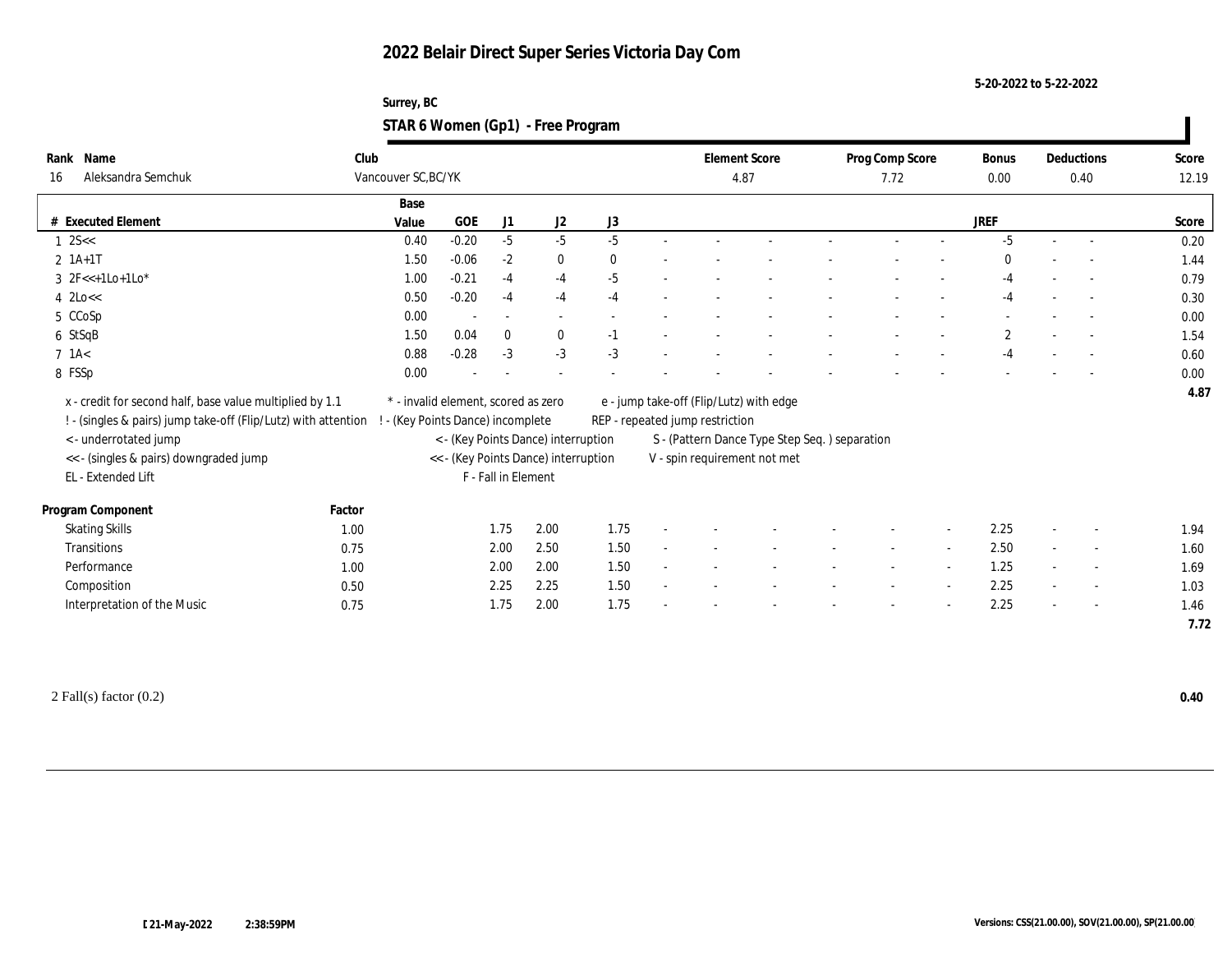# 2022 Belair Direct Super Series Victoria Day Com

5-20-2022 to 5-22-2022

Surrey, BC

## STAR 6 Women (Gp1) - Free Program

| Rank | Name | Club | Element Score | Prog Comp Score | Bonus | Deductions | Score |
|---|---|---|---|---|---|---|---|
| 16 | Aleksandra Semchuk | Vancouver SC,BC/YK | 4.87 | 7.72 | 0.00 | 0.40 | 12.19 |

| # | Executed Element | Base Value | GOE | J1 | J2 | J3 | | | | | | | | | JREF | | | Score |
|---|---|---|---|---|---|---|---|---|---|---|---|---|---|---|---|---|---|---|
| 1 | 2S<< | 0.40 | -0.20 | -5 | -5 | -5 | - | - | - | - | - | - | - | - | -5 | - | - | 0.20 |
| 2 | 1A+1T | 1.50 | -0.06 | -2 | 0 | 0 | - | - | - | - | - | - | - | - | 0 | - | - | 1.44 |
| 3 | 2F<<+1Lo+1Lo* | 1.00 | -0.21 | -4 | -4 | -5 | - | - | - | - | - | - | - | - | -4 | - | - | 0.79 |
| 4 | 2Lo<< | 0.50 | -0.20 | -4 | -4 | -4 | - | - | - | - | - | - | - | - | -4 | - | - | 0.30 |
| 5 | CCoSp | 0.00 | - | - | - | - | - | - | - | - | - | - | - | - | - | - | - | 0.00 |
| 6 | StSqB | 1.50 | 0.04 | 0 | 0 | -1 | - | - | - | - | - | - | - | - | 2 | - | - | 1.54 |
| 7 | 1A< | 0.88 | -0.28 | -3 | -3 | -3 | - | - | - | - | - | - | - | - | -4 | - | - | 0.60 |
| 8 | FSSp | 0.00 | - | - | - | - | - | - | - | - | - | - | - | - | - | - | - | 0.00 |
| | | | | | | | | | | | | | | | | | | 4.87 |

x - credit for second half, base value multiplied by 1.1
! - (singles & pairs) jump take-off (Flip/Lutz) with attention
< - underrotated jump
<< - (singles & pairs) downgraded jump
EL - Extended Lift
* - invalid element, scored as zero
! - (Key Points Dance) incomplete
< - (Key Points Dance) interruption
<< - (Key Points Dance) interruption
F - Fall in Element
e - jump take-off (Flip/Lutz) with edge
REP - repeated jump restriction
S - (Pattern Dance Type Step Seq. ) separation
V - spin requirement not met

| Program Component | Factor | J1 | J2 | J3 | | | | | | | | | JREF | | | Score |
|---|---|---|---|---|---|---|---|---|---|---|---|---|---|---|---|---|
| Skating Skills | 1.00 | 1.75 | 2.00 | 1.75 | - | - | - | - | - | - | - | - | 2.25 | - | - | 1.94 |
| Transitions | 0.75 | 2.00 | 2.50 | 1.50 | - | - | - | - | - | - | - | - | 2.50 | - | - | 1.60 |
| Performance | 1.00 | 2.00 | 2.00 | 1.50 | - | - | - | - | - | - | - | - | 1.25 | - | - | 1.69 |
| Composition | 0.50 | 2.25 | 2.25 | 1.50 | - | - | - | - | - | - | - | - | 2.25 | - | - | 1.03 |
| Interpretation of the Music | 0.75 | 1.75 | 2.00 | 1.75 | - | - | - | - | - | - | - | - | 2.25 | - | - | 1.46 |
| | | | | | | | | | | | | | | | | 7.72 |

2 Fall(s) factor (0.2) — 0.40